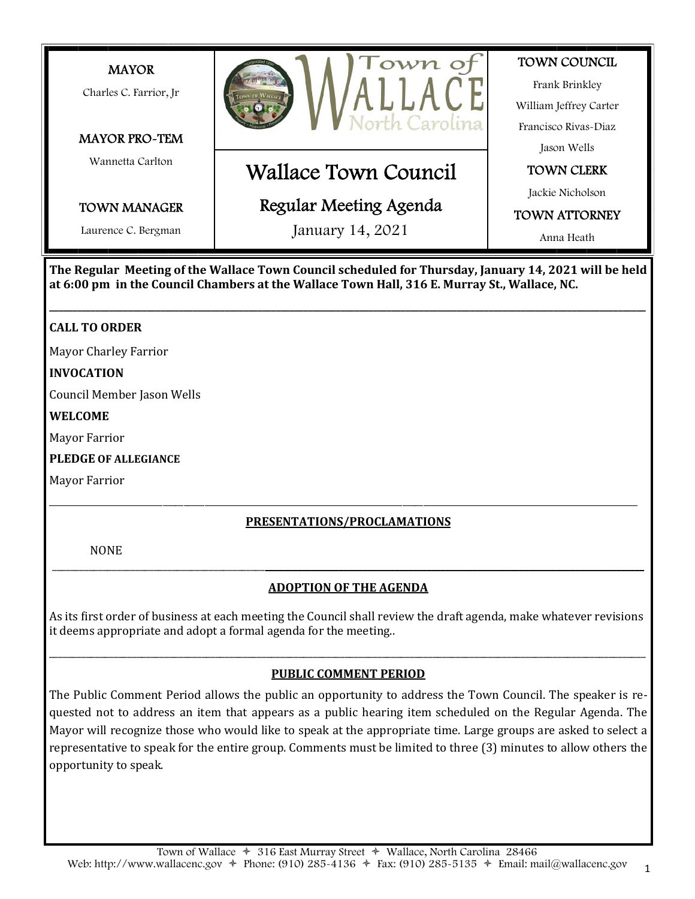**MAYOR**

Charles C. Farrior, Jr

**MAYOR PRO-TEM**

Wannetta Carlton

**TOWN MANAGER**

Laurence C. Bergman

Town of WALLACE North Carolina

# Wallace Town Council

## Regular Meeting Agenda

January 14, 2021

**TOWN COUNCIL**

Frank Brinkley

William Jeffrey Carter

Francisco Rivas-Diaz

Jason Wells

**TOWN CLERK**

Jackie Nicholson

**TOWN ATTORNEY**

Anna Heath

---

**The Regular Meeting of the Wallace Town Council scheduled for Thursday, January 14, 2021 will be held at 6:00 pm in the Council Chambers at the Wallace Town Hall, 316 E. Murray St., Wallace, NC.**

---

**CALL TO ORDER**

Mayor Charley Farrior

**INVOCATION**

Council Member Jason Wells

**WELCOME**

Mayor Farrior

**PLEDGE OF ALLEGIANCE**

Mayor Farrior

---

**PRESENTATIONS/PROCLAMATIONS**

NONE

---

**ADOPTION OF THE AGENDA**

As its first order of business at each meeting the Council shall review the draft agenda, make whatever revisions it deems appropriate and adopt a formal agenda for the meeting..

---

**PUBLIC COMMENT PERIOD**

The Public Comment Period allows the public an opportunity to address the Town Council. The speaker is requested not to address an item that appears as a public hearing item scheduled on the Regular Agenda. The Mayor will recognize those who would like to speak at the appropriate time. Large groups are asked to select a representative to speak for the entire group. Comments must be limited to three (3) minutes to allow others the opportunity to speak.

Town of Wallace ✦ 316 East Murray Street ✦ Wallace, North Carolina 28466
Web: http://www.wallacenc.gov ✦ Phone: (910) 285-4136 ✦ Fax: (910) 285-5135 ✦ Email: mail@wallacenc.gov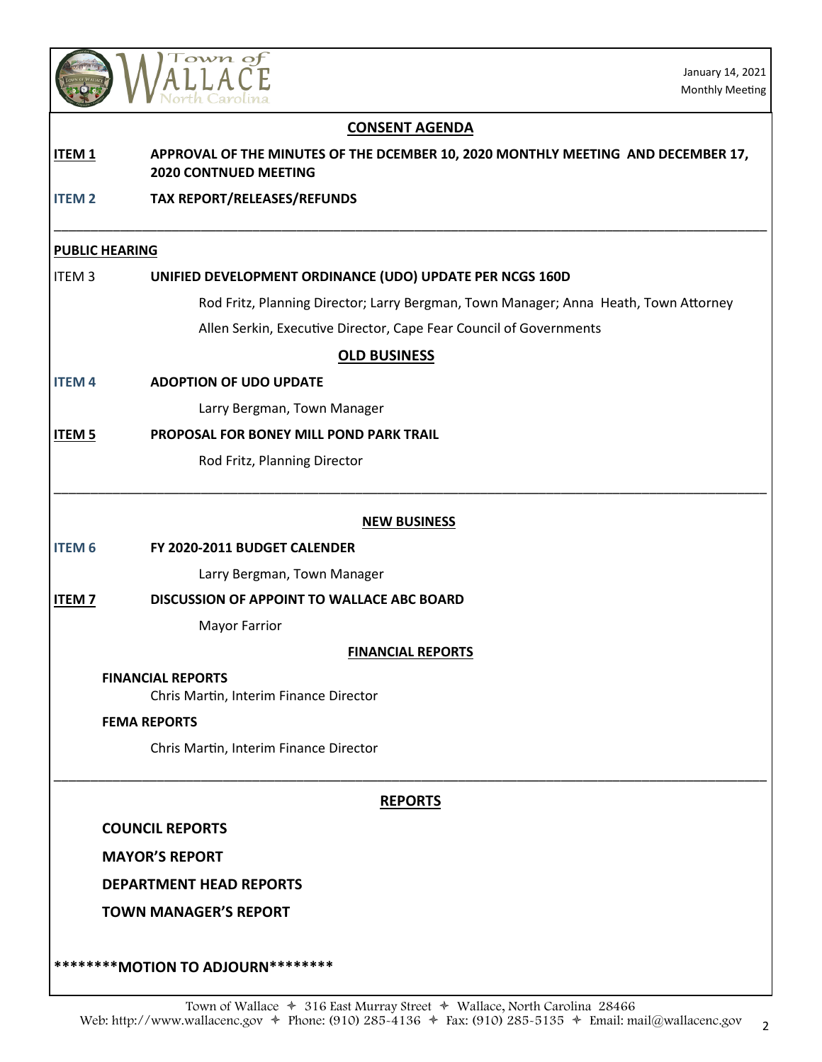## CONSENT AGENDA

**ITEM 1** **APPROVAL OF THE MINUTES OF THE DCEMBER 10, 2020 MONTHLY MEETING AND DECEMBER 17, 2020 CONTNUED MEETING**

**ITEM 2** **TAX REPORT/RELEASES/REFUNDS**

---

## PUBLIC HEARING

ITEM 3 **UNIFIED DEVELOPMENT ORDINANCE (UDO) UPDATE PER NCGS 160D**

Rod Fritz, Planning Director; Larry Bergman, Town Manager; Anna Heath, Town Attorney

Allen Serkin, Executive Director, Cape Fear Council of Governments

## OLD BUSINESS

**ITEM 4** **ADOPTION OF UDO UPDATE**

Larry Bergman, Town Manager

**ITEM 5** **PROPOSAL FOR BONEY MILL POND PARK TRAIL**

Rod Fritz, Planning Director

---

## NEW BUSINESS

**ITEM 6** **FY 2020-2011 BUDGET CALENDER**

Larry Bergman, Town Manager

**ITEM 7** **DISCUSSION OF APPOINT TO WALLACE ABC BOARD**

Mayor Farrior

## FINANCIAL REPORTS

**FINANCIAL REPORTS**

Chris Martin, Interim Finance Director

**FEMA REPORTS**

Chris Martin, Interim Finance Director

---

## REPORTS

**COUNCIL REPORTS**

**MAYOR'S REPORT**

**DEPARTMENT HEAD REPORTS**

**TOWN MANAGER'S REPORT**

**********MOTION TO ADJOURN**********

Town of Wallace ✦ 316 East Murray Street ✦ Wallace, North Carolina 28466
Web: http://www.wallacenc.gov ✦ Phone: (910) 285-4136 ✦ Fax: (910) 285-5135 ✦ Email: mail@wallacenc.gov